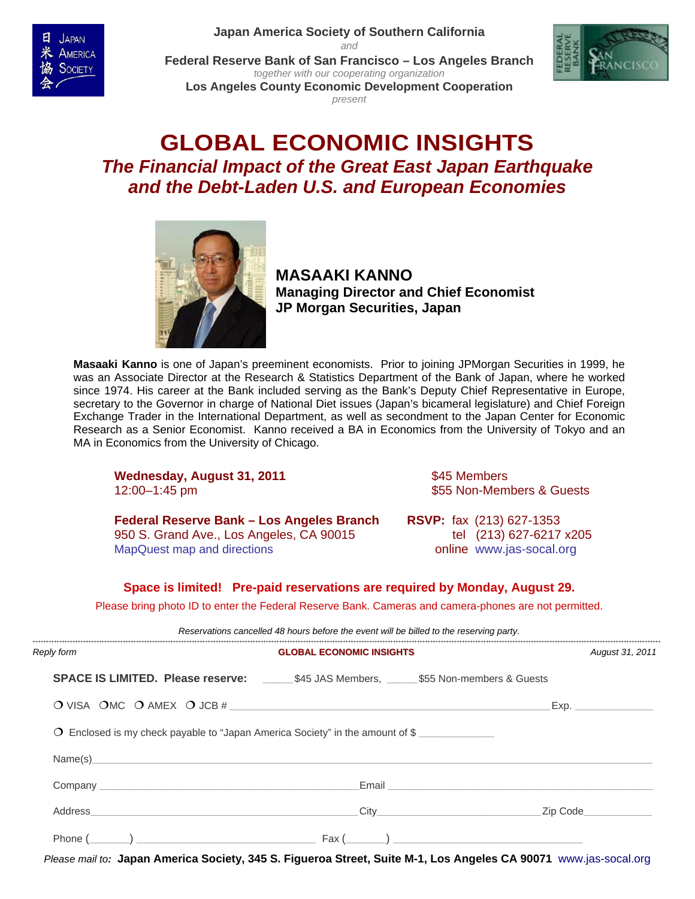Japan America Society of Southern California

*and*

Federal Reserve Bank of San Francisco – Los Angeles Branch

*together with our cooperating organization*

Los Angeles County Economic Development Cooperation

*present*

# GLOBAL ECONOMIC INSIGHTS

## *The Financial Impact of the Great East Japan Earthquake and the Debt-Laden U.S. and European Economies*

**MASAAKI KANNO**
**Managing Director and Chief Economist**
**JP Morgan Securities, Japan**

**Masaaki Kanno** is one of Japan's preeminent economists. Prior to joining JPMorgan Securities in 1999, he was an Associate Director at the Research & Statistics Department of the Bank of Japan, where he worked since 1974. His career at the Bank included serving as the Bank's Deputy Chief Representative in Europe, secretary to the Governor in charge of National Diet issues (Japan's bicameral legislature) and Chief Foreign Exchange Trader in the International Department, as well as secondment to the Japan Center for Economic Research as a Senior Economist. Kanno received a BA in Economics from the University of Tokyo and an MA in Economics from the University of Chicago.

**Wednesday, August 31, 2011**
12:00–1:45 pm

$45 Members
$55 Non-Members & Guests

**Federal Reserve Bank – Los Angeles Branch**
950 S. Grand Ave., Los Angeles, CA 90015
MapQuest map and directions

**RSVP:** fax (213) 627-1353
tel (213) 627-6217 x205
online www.jas-socal.org

**Space is limited! Pre-paid reservations are required by Monday, August 29.**

Please bring photo ID to enter the Federal Reserve Bank. Cameras and camera-phones are not permitted.

*Reservations cancelled 48 hours before the event will be billed to the reserving party.*

---

*Reply form* **GLOBAL ECONOMIC INSIGHTS** *August 31, 2011*

**SPACE IS LIMITED. Please reserve:** _____$45 JAS Members, _____$55 Non-members & Guests

❍ VISA ❍ MC ❍ AMEX ❍ JCB # ______________________________ Exp. __________

❍ Enclosed is my check payable to "Japan America Society" in the amount of $ __________

Name(s)______________________________________________

Company ______________________ Email ______________________

Address______________________ City______________ Zip Code__________

Phone (______) ______________ Fax (______) ______________

*Please mail to:* **Japan America Society, 345 S. Figueroa Street, Suite M-1, Los Angeles CA 90071** www.jas-socal.org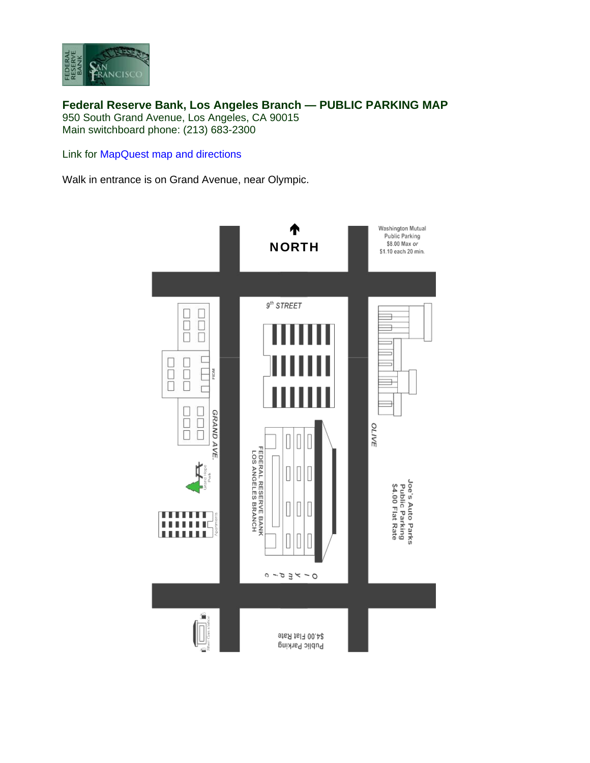**Federal Reserve Bank, Los Angeles Branch — PUBLIC PARKING MAP**
950 South Grand Avenue, Los Angeles, CA 90015
Main switchboard phone: (213) 683-2300

Link for MapQuest map and directions

Walk in entrance is on Grand Avenue, near Olympic.

NORTH

Washington Mutual
Public Parking
$8.00 Max *or*
$1.10 each 20 min.

*9th STREET*

FIDM

*GRAND AVE.*

*OLIVE*

Grand Hope Park

FEDERAL RESERVE BANK
LOS ANGELES BRANCH

Joe's Auto Parks
Public Parking
$4.00 Flat Rate

Apartments

*Olympic*

Shell Gas station

Public Parking
$4.00 Flat Rate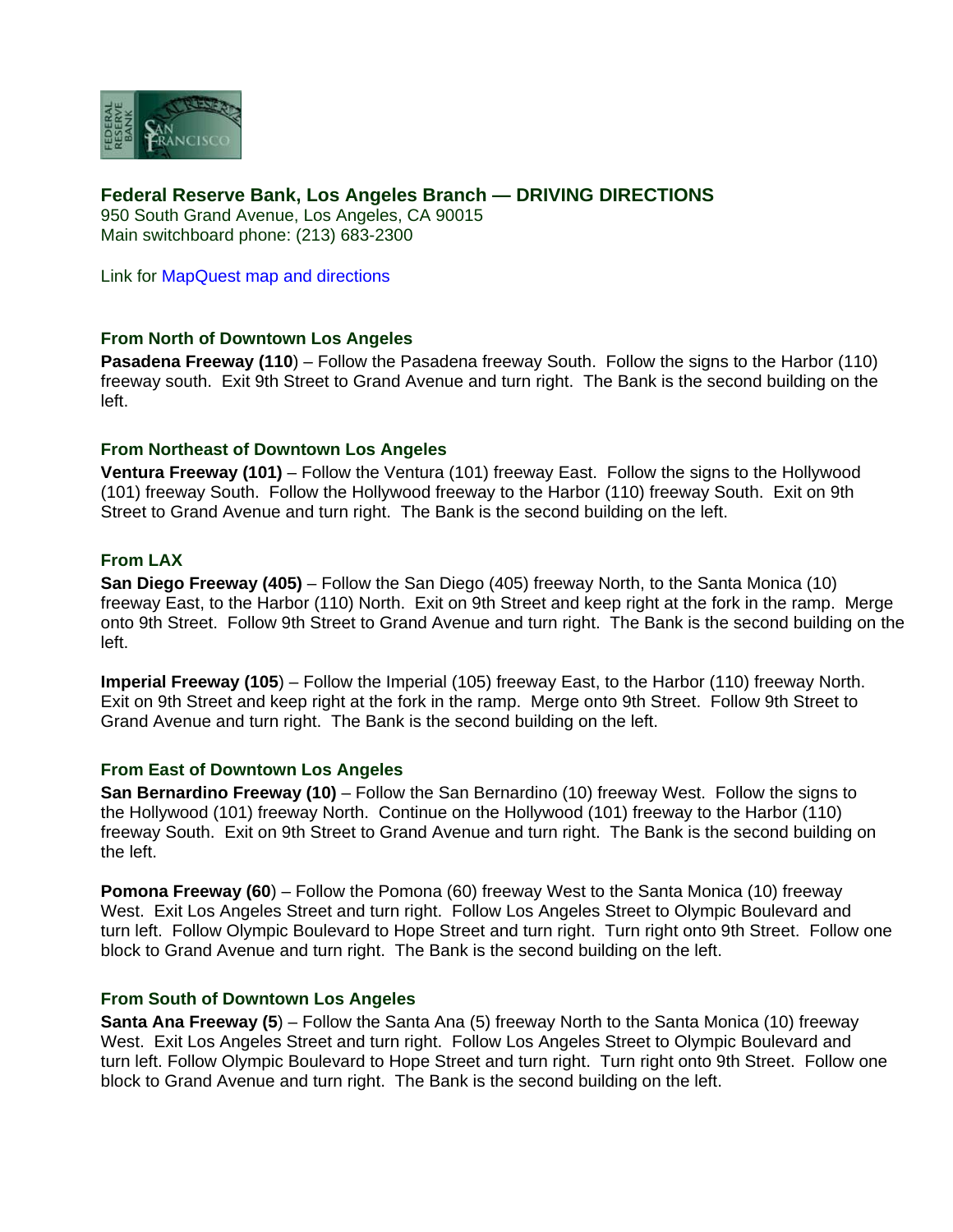## Federal Reserve Bank, Los Angeles Branch — DRIVING DIRECTIONS

950 South Grand Avenue, Los Angeles, CA 90015
Main switchboard phone: (213) 683-2300

Link for MapQuest map and directions

### From North of Downtown Los Angeles

**Pasadena Freeway (110**) – Follow the Pasadena freeway South. Follow the signs to the Harbor (110) freeway south. Exit 9th Street to Grand Avenue and turn right. The Bank is the second building on the left.

### From Northeast of Downtown Los Angeles

**Ventura Freeway (101)** – Follow the Ventura (101) freeway East. Follow the signs to the Hollywood (101) freeway South. Follow the Hollywood freeway to the Harbor (110) freeway South. Exit on 9th Street to Grand Avenue and turn right. The Bank is the second building on the left.

### From LAX

**San Diego Freeway (405)** – Follow the San Diego (405) freeway North, to the Santa Monica (10) freeway East, to the Harbor (110) North. Exit on 9th Street and keep right at the fork in the ramp. Merge onto 9th Street. Follow 9th Street to Grand Avenue and turn right. The Bank is the second building on the left.

**Imperial Freeway (105**) – Follow the Imperial (105) freeway East, to the Harbor (110) freeway North. Exit on 9th Street and keep right at the fork in the ramp. Merge onto 9th Street. Follow 9th Street to Grand Avenue and turn right. The Bank is the second building on the left.

### From East of Downtown Los Angeles

**San Bernardino Freeway (10)** – Follow the San Bernardino (10) freeway West. Follow the signs to the Hollywood (101) freeway North. Continue on the Hollywood (101) freeway to the Harbor (110) freeway South. Exit on 9th Street to Grand Avenue and turn right. The Bank is the second building on the left.

**Pomona Freeway (60**) – Follow the Pomona (60) freeway West to the Santa Monica (10) freeway West. Exit Los Angeles Street and turn right. Follow Los Angeles Street to Olympic Boulevard and turn left. Follow Olympic Boulevard to Hope Street and turn right. Turn right onto 9th Street. Follow one block to Grand Avenue and turn right. The Bank is the second building on the left.

### From South of Downtown Los Angeles

**Santa Ana Freeway (5**) – Follow the Santa Ana (5) freeway North to the Santa Monica (10) freeway West. Exit Los Angeles Street and turn right. Follow Los Angeles Street to Olympic Boulevard and turn left. Follow Olympic Boulevard to Hope Street and turn right. Turn right onto 9th Street. Follow one block to Grand Avenue and turn right. The Bank is the second building on the left.